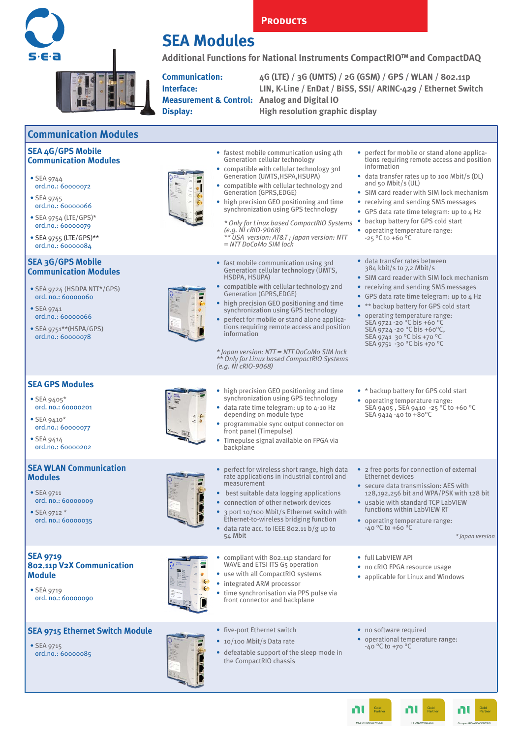PRODUCTS

# SEA Modules

**Additional Functions for National Instruments CompactRIO™ and CompactDAQ**

| | |
|---|---|
| **Communication:** | 4G (LTE) / 3G (UMTS) / 2G (GSM) / GPS / WLAN / 802.11p |
| **Interface:** | LIN, K-Line / EnDat / BiSS, SSI/ ARINC-429 / Ethernet Switch |
| **Measurement & Control:** | Analog and Digital IO |
| **Display:** | High resolution graphic display |

## Communication Modules

### SEA 4G/GPS Mobile Communication Modules

- SEA 9744 ord.no.: 60000072
- SEA 9745 ord.no.: 60000066
- SEA 9754 (LTE/GPS)* ord.no.: 60000079
- SEA 9755 (LTE/GPS)** ord.no.: 60000084

- fastest mobile communication using 4th Generation cellular technology
- compatible with cellular technology 3rd Generation (UMTS,HSPA,HSUPA)
- compatible with cellular technology 2nd Generation (GPRS,EDGE)
- high precision GEO positioning and time synchronization using GPS technology

*\* Only for Linux based CompactRIO Systems (e.g. NI cRIO-9068)*
*\*\* USA version: AT&T ; Japan version: NTT = NTT DoCoMo SIM lock*

- perfect for mobile or stand alone applications requiring remote access and position information
- data transfer rates up to 100 Mbit/s (DL) and 50 Mbit/s (UL)
- SIM card reader with SIM lock mechanism
- receiving and sending SMS messages
- GPS data rate time telegram: up to 4 Hz
- backup battery for GPS cold start
- operating temperature range: -25 °C to +60 °C

### SEA 3G/GPS Mobile Communication Modules

- SEA 9724 (HSDPA NTT*/GPS) ord. no.: 60000060
- SEA 9741 ord. no.: 60000066
- SEA 9751**(HSPA/GPS) ord.no.: 60000078

- fast mobile communication using 3rd Generation cellular technology (UMTS, HSDPA, HSUPA)
- compatible with cellular technology 2nd Generation (GPRS,EDGE)
- high precision GEO positioning and time synchronization using GPS technology
- perfect for mobile or stand alone applications requiring remote access and position information

*\* Japan version: NTT = NTT DoCoMo SIM lock*
*\*\* Only for Linux based CompactRIO Systems (e.g. NI cRIO-9068)*

- data transfer rates between 384 kbit/s to 7,2 Mbit/s
- SIM card reader with SIM lock mechanism
- receiving and sending SMS messages
- GPS data rate time telegram: up to 4 Hz
- ** backup battery for GPS cold start
- operating temperature range:
  SEA 9721 -20 °C bis +60 °C
  SEA 9724 -20 °C bis +60°C,
  SEA 9741 30 °C bis +70 °C
  SEA 9751 -30 °C bis +70 °C

### SEA GPS Modules

- SEA 9405* ord. no.: 60000201
- SEA 9410* ord. no.: 60000077
- SEA 9414 ord. no.: 60000202

- high precision GEO positioning and time synchronization using GPS technology
- data rate time telegram: up to 4-10 Hz depending on module type
- programmable sync output connector on front panel (Timepulse)
- Timepulse signal available on FPGA via backplane

- * backup battery for GPS cold start
- operating temperature range:
  SEA 9405 , SEA 9410 -25 °C to +60 °C
  SEA 9414 -40 to +80°C

### SEA WLAN Communication Modules

- SEA 9711 ord. no.: 60000009
- SEA 9712 * ord. no.: 60000035

- perfect for wireless short range, high data rate applications in industrial control and measurement
- best suitable data logging applications
- connection of other network devices
- 3 port 10/100 Mbit/s Ethernet switch with Ethernet-to-wireless bridging function
- data rate acc. to IEEE 802.11 b/g up to 54 Mbit

- 2 free ports for connection of external Ethernet devices
- secure data transmission: AES with 128,192,256 bit and WPA/PSK with 128 bit
- usable with standard TCP LabVIEW functions within LabVIEW RT
- operating temperature range: -40 °C to +60 °C

*\* Japan version*

### SEA 9719 802.11p V2X Communication Module

- SEA 9719 ord. no.: 60000090

- compliant with 802.11p standard for WAVE and ETSI ITS G5 operation
- use with all CompactRIO systems
- integrated ARM processor
- time synchronisation via PPS pulse via front connector and backplane

- full LabVIEW API
- no cRIO FPGA resource usage
- applicable for Linux and Windows

### SEA 9715 Ethernet Switch Module

- SEA 9715 ord.no.: 60000085

- five-port Ethernet switch
- 10/100 Mbit/s Data rate
- defeatable support of the sleep mode in the CompactRIO chassis

- no software required
- operational temperature range: -40 °C to +70 °C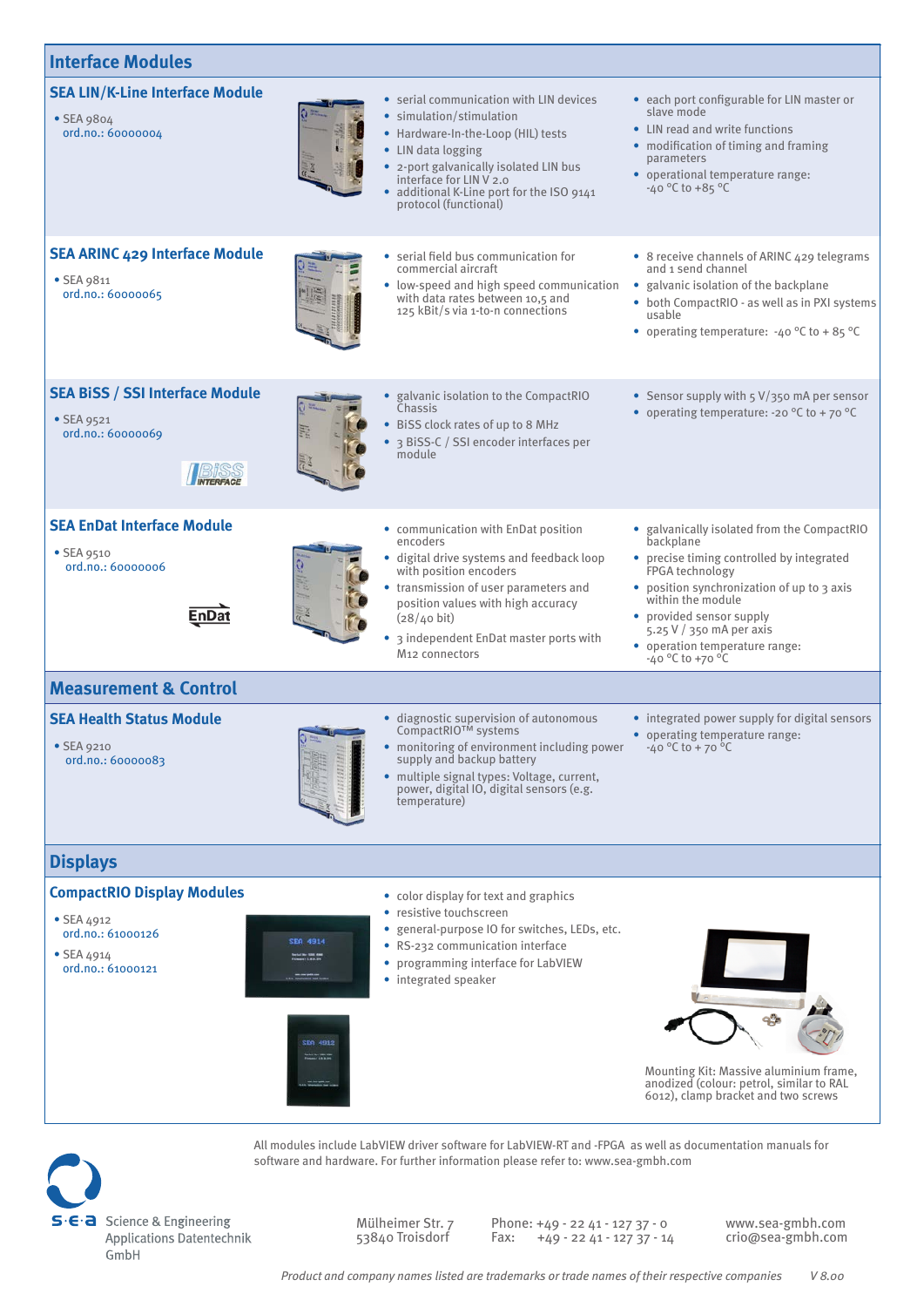# Interface Modules

## SEA LIN/K-Line Interface Module

- SEA 9804
  ord.no.: 60000004

- serial communication with LIN devices
- simulation/stimulation
- Hardware-In-the-Loop (HIL) tests
- LIN data logging
- 2-port galvanically isolated LIN bus interface for LIN V 2.0
- additional K-Line port for the ISO 9141 protocol (functional)
- each port configurable for LIN master or slave mode
- LIN read and write functions
- modification of timing and framing parameters
- operational temperature range: -40 °C to +85 °C

## SEA ARINC 429 Interface Module

- SEA 9811
  ord.no.: 60000065

- serial field bus communication for commercial aircraft
- low-speed and high speed communication with data rates between 10,5 and 125 kBit/s via 1-to-n connections
- 8 receive channels of ARINC 429 telegrams and 1 send channel
- galvanic isolation of the backplane
- both CompactRIO - as well as in PXI systems usable
- operating temperature: -40 °C to + 85 °C

## SEA BiSS / SSI Interface Module

- SEA 9521
  ord.no.: 60000069

- galvanic isolation to the CompactRIO Chassis
- BiSS clock rates of up to 8 MHz
- 3 BiSS-C / SSI encoder interfaces per module
- Sensor supply with 5 V/350 mA per sensor
- operating temperature: -20 °C to + 70 °C

## SEA EnDat Interface Module

- SEA 9510
  ord.no.: 60000006

- communication with EnDat position encoders
- digital drive systems and feedback loop with position encoders
- transmission of user parameters and position values with high accuracy (28/40 bit)
- 3 independent EnDat master ports with M12 connectors
- galvanically isolated from the CompactRIO backplane
- precise timing controlled by integrated FPGA technology
- position synchronization of up to 3 axis within the module
- provided sensor supply 5.25 V / 350 mA per axis
- operation temperature range: -40 °C to +70 °C

# Measurement & Control

## SEA Health Status Module

- SEA 9210
  ord.no.: 60000083

- diagnostic supervision of autonomous CompactRIO™ systems
- monitoring of environment including power supply and backup battery
- multiple signal types: Voltage, current, power, digital IO, digital sensors (e.g. temperature)
- integrated power supply for digital sensors
- operating temperature range: -40 °C to + 70 °C

# Displays

## CompactRIO Display Modules

- SEA 4912
  ord.no.: 61000126
- SEA 4914
  ord.no.: 61000121

- color display for text and graphics
- resistive touchscreen
- general-purpose IO for switches, LEDs, etc.
- RS-232 communication interface
- programming interface for LabVIEW
- integrated speaker

Mounting Kit: Massive aluminium frame, anodized (colour: petrol, similar to RAL 6012), clamp bracket and two screws

All modules include LabVIEW driver software for LabVIEW-RT and -FPGA as well as documentation manuals for software and hardware. For further information please refer to: www.sea-gmbh.com

S·E·A Science & Engineering Applications Datentechnik GmbH

Mülheimer Str. 7
53840 Troisdorf

Phone: +49 - 22 41 - 127 37 - 0
Fax: +49 - 22 41 - 127 37 - 14

www.sea-gmbh.com
crio@sea-gmbh.com

*Product and company names listed are trademarks or trade names of their respective companies* *V 8.00*